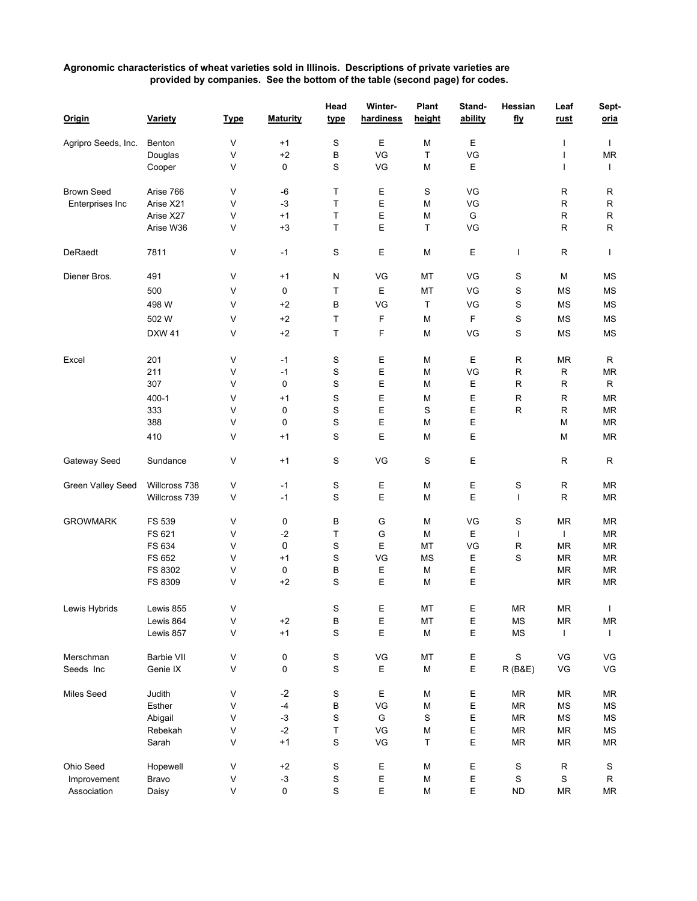**Agronomic characteristics of wheat varieties sold in Illinois. Descriptions of private varieties are provided by companies. See the bottom of the table (second page) for codes.**

| Origin | Variety | Type | Maturity | Head type | Winter-hardiness | Plant height | Stand-ability | Hessian fly | Leaf rust | Sept-oria |
|---|---|---|---|---|---|---|---|---|---|---|
| Agripro Seeds, Inc. | Benton | V | +1 | S | E | M | E | | I | I |
| | Douglas | V | +2 | B | VG | T | VG | | I | MR |
| | Cooper | V | 0 | S | VG | M | E | | I | I |
| Brown Seed Enterprises Inc | Arise 766 | V | -6 | T | E | S | VG | | R | R |
| | Arise X21 | V | -3 | T | E | M | VG | | R | R |
| | Arise X27 | V | +1 | T | E | M | G | | R | R |
| | Arise W36 | V | +3 | T | E | T | VG | | R | R |
| DeRaedt | 7811 | V | -1 | S | E | M | E | I | R | I |
| Diener Bros. | 491 | V | +1 | N | VG | MT | VG | S | M | MS |
| | 500 | V | 0 | T | E | MT | VG | S | MS | MS |
| | 498 W | V | +2 | B | VG | T | VG | S | MS | MS |
| | 502 W | V | +2 | T | F | M | F | S | MS | MS |
| | DXW 41 | V | +2 | T | F | M | VG | S | MS | MS |
| Excel | 201 | V | -1 | S | E | M | E | R | MR | R |
| | 211 | V | -1 | S | E | M | VG | R | R | MR |
| | 307 | V | 0 | S | E | M | E | R | R | R |
| | 400-1 | V | +1 | S | E | M | E | R | R | MR |
| | 333 | V | 0 | S | E | S | E | R | R | MR |
| | 388 | V | 0 | S | E | M | E | | M | MR |
| | 410 | V | +1 | S | E | M | E | | M | MR |
| Gateway Seed | Sundance | V | +1 | S | VG | S | E | | R | R |
| Green Valley Seed | Willcross 738 | V | -1 | S | E | M | E | S | R | MR |
| | Willcross 739 | V | -1 | S | E | M | E | I | R | MR |
| GROWMARK | FS 539 | V | 0 | B | G | M | VG | S | MR | MR |
| | FS 621 | V | -2 | T | G | M | E | I | I | MR |
| | FS 634 | V | 0 | S | E | MT | VG | R | MR | MR |
| | FS 652 | V | +1 | S | VG | MS | E | S | MR | MR |
| | FS 8302 | V | 0 | B | E | M | E | | MR | MR |
| | FS 8309 | V | +2 | S | E | M | E | | MR | MR |
| Lewis Hybrids | Lewis 855 | V | | S | E | MT | E | MR | MR | I |
| | Lewis 864 | V | +2 | B | E | MT | E | MS | MR | MR |
| | Lewis 857 | V | +1 | S | E | M | E | MS | I | I |
| Merschman Seeds Inc | Barbie VII | V | 0 | S | VG | MT | E | S | VG | VG |
| | Genie IX | V | 0 | S | E | M | E | R (B&E) | VG | VG |
| Miles Seed | Judith | V | -2 | S | E | M | E | MR | MR | MR |
| | Esther | V | -4 | B | VG | M | E | MR | MS | MS |
| | Abigail | V | -3 | S | G | S | E | MR | MS | MS |
| | Rebekah | V | -2 | T | VG | M | E | MR | MR | MS |
| | Sarah | V | +1 | S | VG | T | E | MR | MR | MR |
| Ohio Seed Improvement Association | Hopewell | V | +2 | S | E | M | E | S | R | S |
| | Bravo | V | -3 | S | E | M | E | S | S | R |
| | Daisy | V | 0 | S | E | M | E | ND | MR | MR |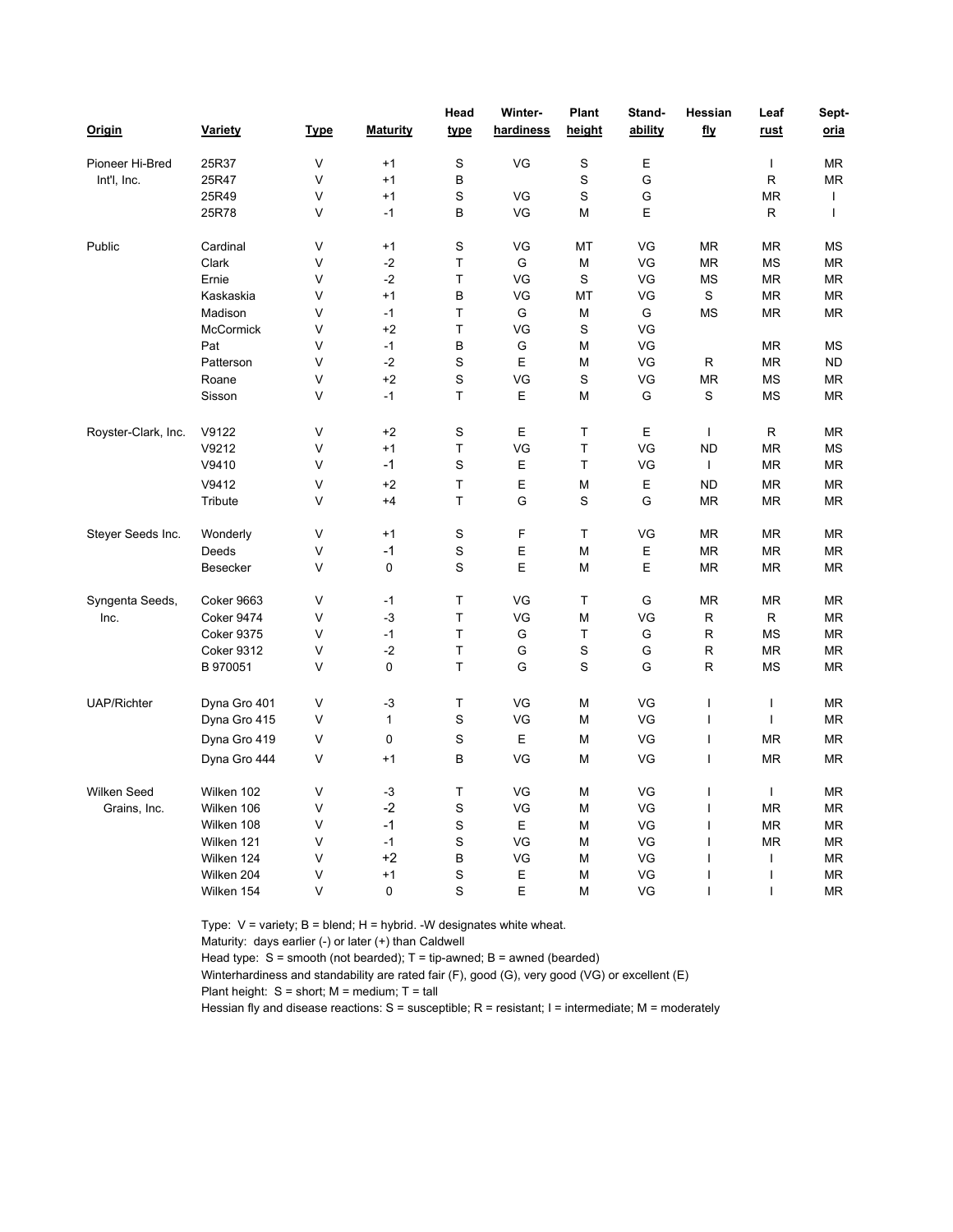| Origin | Variety | Type | Maturity | Head type | Winter-hardiness | Plant height | Stand-ability | Hessian fly | Leaf rust | Sept-oria |
|---|---|---|---|---|---|---|---|---|---|---|
| Pioneer Hi-Bred Int'l, Inc. | 25R37 | V | +1 | S | VG | S | E | | I | MR |
| | 25R47 | V | +1 | B | | S | G | | R | MR |
| | 25R49 | V | +1 | S | VG | S | G | | MR | I |
| | 25R78 | V | -1 | B | VG | M | E | | R | I |
| Public | Cardinal | V | +1 | S | VG | MT | VG | MR | MR | MS |
| | Clark | V | -2 | T | G | M | VG | MR | MS | MR |
| | Ernie | V | -2 | T | VG | S | VG | MS | MR | MR |
| | Kaskaskia | V | +1 | B | VG | MT | VG | S | MR | MR |
| | Madison | V | -1 | T | G | M | G | MS | MR | MR |
| | McCormick | V | +2 | T | VG | S | VG | | | |
| | Pat | V | -1 | B | G | M | VG | | MR | MS |
| | Patterson | V | -2 | S | E | M | VG | R | MR | ND |
| | Roane | V | +2 | S | VG | S | VG | MR | MS | MR |
| | Sisson | V | -1 | T | E | M | G | S | MS | MR |
| Royster-Clark, Inc. | V9122 | V | +2 | S | E | T | E | I | R | MR |
| | V9212 | V | +1 | T | VG | T | VG | ND | MR | MS |
| | V9410 | V | -1 | S | E | T | VG | I | MR | MR |
| | V9412 | V | +2 | T | E | M | E | ND | MR | MR |
| | Tribute | V | +4 | T | G | S | G | MR | MR | MR |
| Steyer Seeds Inc. | Wonderly | V | +1 | S | F | T | VG | MR | MR | MR |
| | Deeds | V | -1 | S | E | M | E | MR | MR | MR |
| | Besecker | V | 0 | S | E | M | E | MR | MR | MR |
| Syngenta Seeds, Inc. | Coker 9663 | V | -1 | T | VG | T | G | MR | MR | MR |
| | Coker 9474 | V | -3 | T | VG | M | VG | R | R | MR |
| | Coker 9375 | V | -1 | T | G | T | G | R | MS | MR |
| | Coker 9312 | V | -2 | T | G | S | G | R | MR | MR |
| | B 970051 | V | 0 | T | G | S | G | R | MS | MR |
| UAP/Richter | Dyna Gro 401 | V | -3 | T | VG | M | VG | I | I | MR |
| | Dyna Gro 415 | V | 1 | S | VG | M | VG | I | I | MR |
| | Dyna Gro 419 | V | 0 | S | E | M | VG | I | MR | MR |
| | Dyna Gro 444 | V | +1 | B | VG | M | VG | I | MR | MR |
| Wilken Seed Grains, Inc. | Wilken 102 | V | -3 | T | VG | M | VG | I | I | MR |
| | Wilken 106 | V | -2 | S | VG | M | VG | I | MR | MR |
| | Wilken 108 | V | -1 | S | E | M | VG | I | MR | MR |
| | Wilken 121 | V | -1 | S | VG | M | VG | I | MR | MR |
| | Wilken 124 | V | +2 | B | VG | M | VG | I | I | MR |
| | Wilken 204 | V | +1 | S | E | M | VG | I | I | MR |
| | Wilken 154 | V | 0 | S | E | M | VG | I | I | MR |

Type: V = variety; B = blend; H = hybrid. -W designates white wheat.
Maturity: days earlier (-) or later (+) than Caldwell
Head type: S = smooth (not bearded); T = tip-awned; B = awned (bearded)
Winterhardiness and standability are rated fair (F), good (G), very good (VG) or excellent (E)
Plant height: S = short; M = medium; T = tall
Hessian fly and disease reactions: S = susceptible; R = resistant; I = intermediate; M = moderately